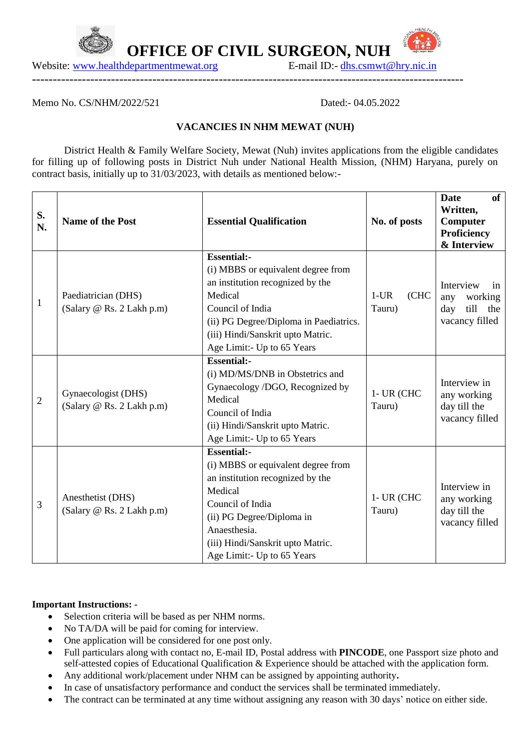# OFFICE OF CIVIL SURGEON, NUH

Website: www.healthdepartmentmewat.org E-mail ID:- dhs.csmwt@hry.nic.in

---

Memo No. CS/NHM/2022/521 Dated:- 04.05.2022

**VACANCIES IN NHM MEWAT (NUH)**

District Health & Family Welfare Society, Mewat (Nuh) invites applications from the eligible candidates for filling up of following posts in District Nuh under National Health Mission, (NHM) Haryana, purely on contract basis, initially up to 31/03/2023, with details as mentioned below:-

| S. N. | Name of the Post | Essential Qualification | No. of posts | Date of Written, Computer Proficiency & Interview |
|---|---|---|---|---|
| 1 | Paediatrician (DHS) (Salary @ Rs. 2 Lakh p.m) | **Essential:-** (i) MBBS or equivalent degree from an institution recognized by the Medical Council of India (ii) PG Degree/Diploma in Paediatrics. (iii) Hindi/Sanskrit upto Matric. Age Limit:- Up to 65 Years | 1-UR (CHC Tauru) | Interview in any working day till the vacancy filled |
| 2 | Gynaecologist (DHS) (Salary @ Rs. 2 Lakh p.m) | **Essential:-** (i) MD/MS/DNB in Obstetrics and Gynaecology /DGO, Recognized by Medical Council of India (ii) Hindi/Sanskrit upto Matric. Age Limit:- Up to 65 Years | 1- UR (CHC Tauru) | Interview in any working day till the vacancy filled |
| 3 | Anesthetist (DHS) (Salary @ Rs. 2 Lakh p.m) | **Essential:-** (i) MBBS or equivalent degree from an institution recognized by the Medical Council of India (ii) PG Degree/Diploma in Anaesthesia. (iii) Hindi/Sanskrit upto Matric. Age Limit:- Up to 65 Years | 1- UR (CHC Tauru) | Interview in any working day till the vacancy filled |

**Important Instructions: -**

- Selection criteria will be based as per NHM norms.
- No TA/DA will be paid for coming for interview.
- One application will be considered for one post only.
- Full particulars along with contact no, E-mail ID, Postal address with **PINCODE**, one Passport size photo and self-attested copies of Educational Qualification & Experience should be attached with the application form.
- Any additional work/placement under NHM can be assigned by appointing authority**.**
- In case of unsatisfactory performance and conduct the services shall be terminated immediately.
- The contract can be terminated at any time without assigning any reason with 30 days' notice on either side.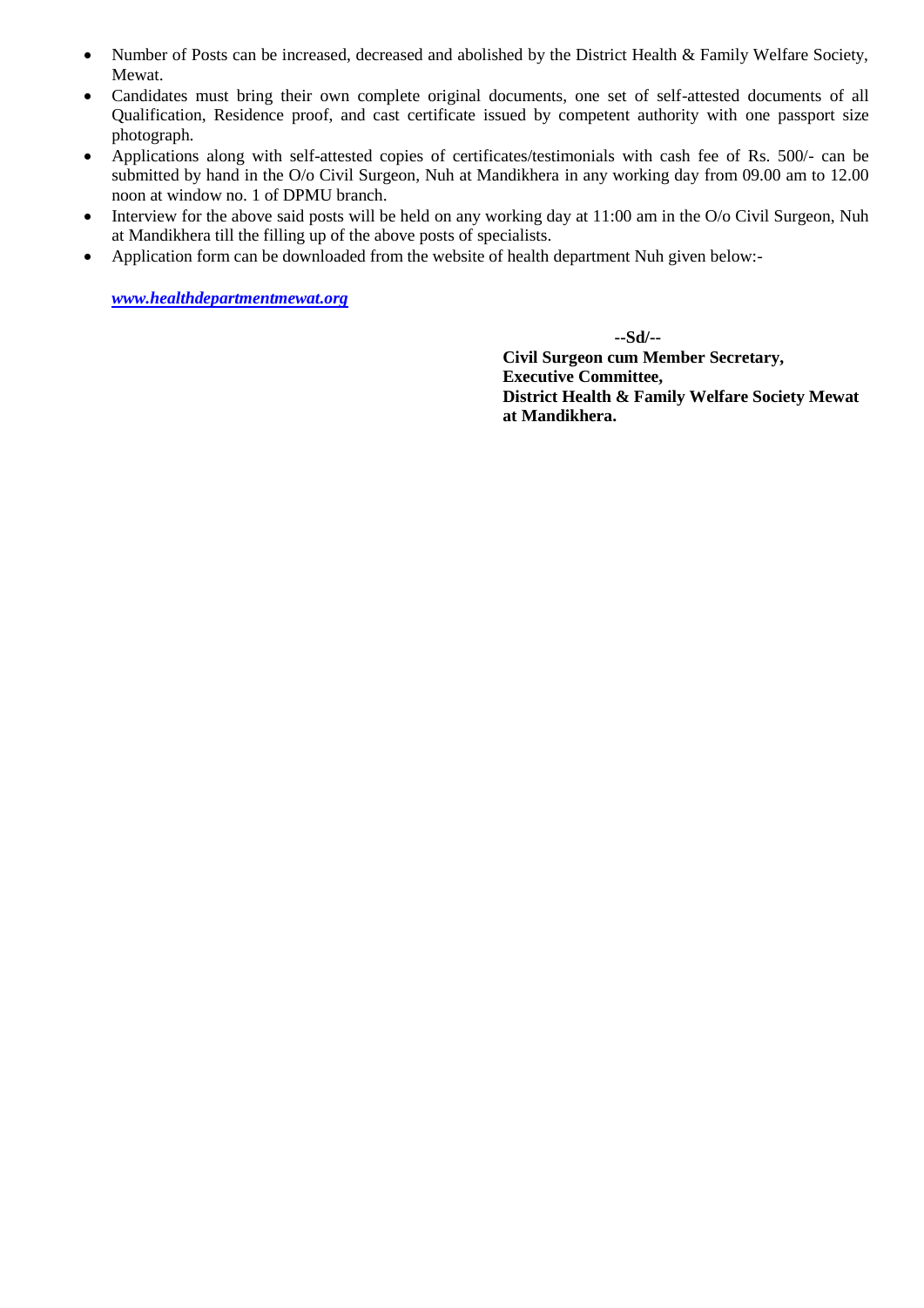- Number of Posts can be increased, decreased and abolished by the District Health & Family Welfare Society, Mewat.
- Candidates must bring their own complete original documents, one set of self-attested documents of all Qualification, Residence proof, and cast certificate issued by competent authority with one passport size photograph.
- Applications along with self-attested copies of certificates/testimonials with cash fee of Rs. 500/- can be submitted by hand in the O/o Civil Surgeon, Nuh at Mandikhera in any working day from 09.00 am to 12.00 noon at window no. 1 of DPMU branch.
- Interview for the above said posts will be held on any working day at 11:00 am in the O/o Civil Surgeon, Nuh at Mandikhera till the filling up of the above posts of specialists.
- Application form can be downloaded from the website of health department Nuh given below:-

***www.healthdepartmentmewat.org***

**--Sd/--**

**Civil Surgeon cum Member Secretary,**
**Executive Committee,**
**District Health & Family Welfare Society Mewat at Mandikhera.**